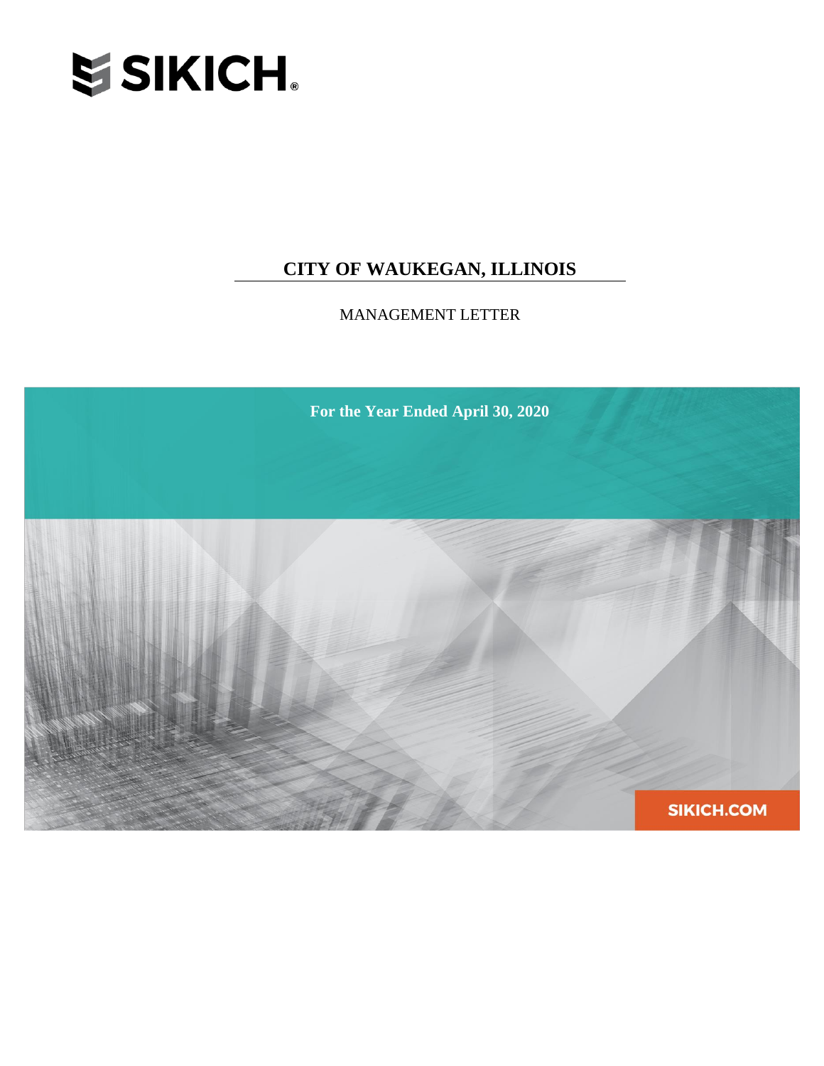SIKICH.

# CITY OF WAUKEGAN, ILLINOIS

MANAGEMENT LETTER

**For the Year Ended April 30, 2020**

SIKICH.COM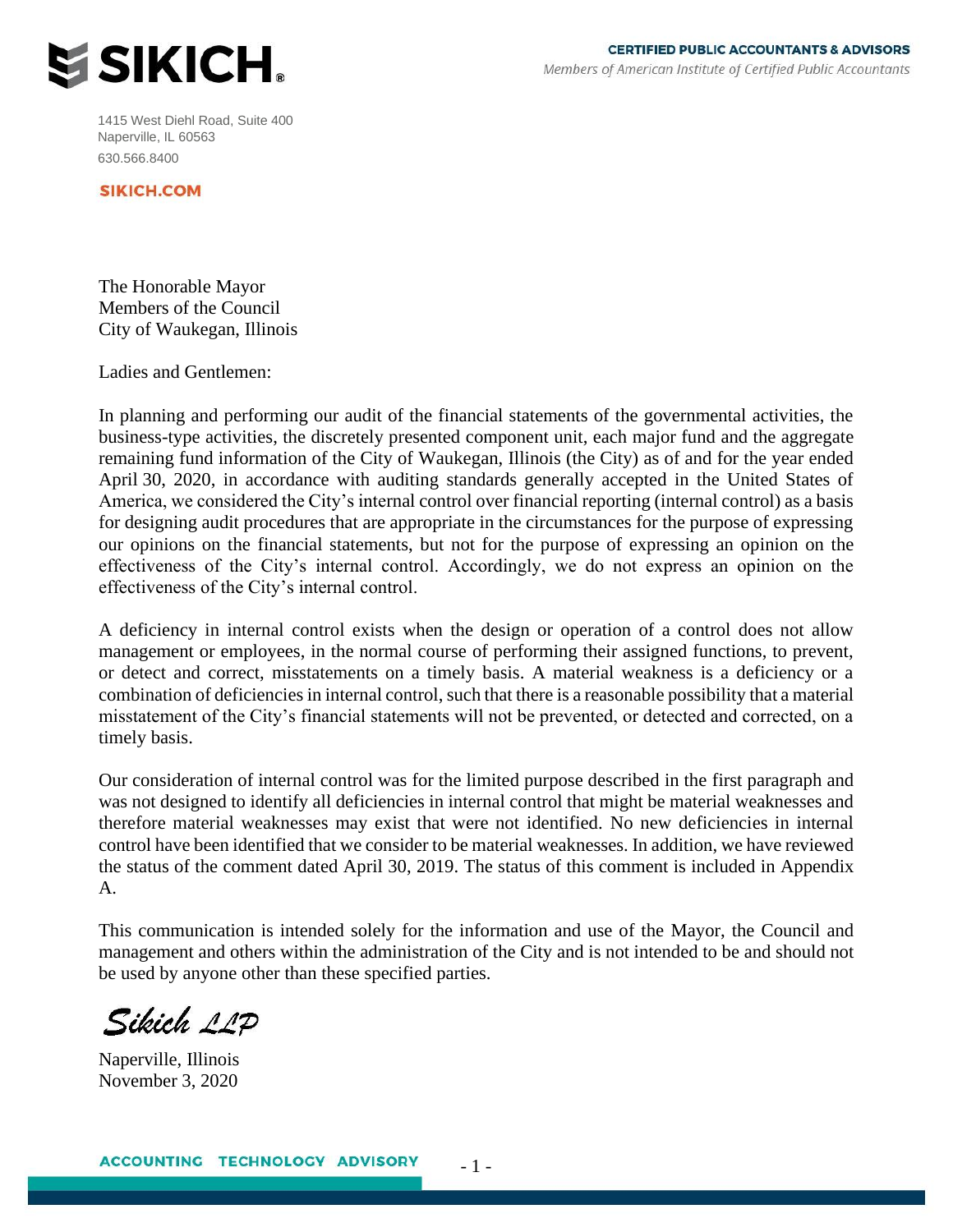**SIKICH.**

**CERTIFIED PUBLIC ACCOUNTANTS & ADVISORS**
*Members of American Institute of Certified Public Accountants*

1415 West Diehl Road, Suite 400
Naperville, IL 60563
630.566.8400

**SIKICH.COM**

The Honorable Mayor
Members of the Council
City of Waukegan, Illinois

Ladies and Gentlemen:

In planning and performing our audit of the financial statements of the governmental activities, the business-type activities, the discretely presented component unit, each major fund and the aggregate remaining fund information of the City of Waukegan, Illinois (the City) as of and for the year ended April 30, 2020, in accordance with auditing standards generally accepted in the United States of America, we considered the City's internal control over financial reporting (internal control) as a basis for designing audit procedures that are appropriate in the circumstances for the purpose of expressing our opinions on the financial statements, but not for the purpose of expressing an opinion on the effectiveness of the City's internal control. Accordingly, we do not express an opinion on the effectiveness of the City's internal control.

A deficiency in internal control exists when the design or operation of a control does not allow management or employees, in the normal course of performing their assigned functions, to prevent, or detect and correct, misstatements on a timely basis. A material weakness is a deficiency or a combination of deficiencies in internal control, such that there is a reasonable possibility that a material misstatement of the City's financial statements will not be prevented, or detected and corrected, on a timely basis.

Our consideration of internal control was for the limited purpose described in the first paragraph and was not designed to identify all deficiencies in internal control that might be material weaknesses and therefore material weaknesses may exist that were not identified. No new deficiencies in internal control have been identified that we consider to be material weaknesses. In addition, we have reviewed the status of the comment dated April 30, 2019. The status of this comment is included in Appendix A.

This communication is intended solely for the information and use of the Mayor, the Council and management and others within the administration of the City and is not intended to be and should not be used by anyone other than these specified parties.

*Sikich LLP*

Naperville, Illinois
November 3, 2020

**ACCOUNTING TECHNOLOGY ADVISORY**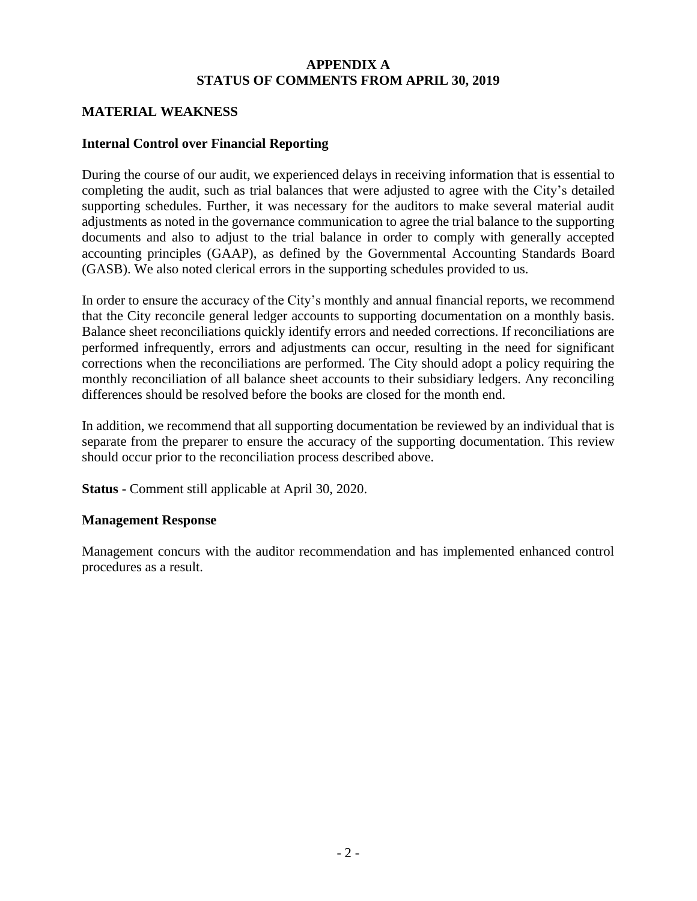# APPENDIX A
# STATUS OF COMMENTS FROM APRIL 30, 2019

## MATERIAL WEAKNESS

### Internal Control over Financial Reporting

During the course of our audit, we experienced delays in receiving information that is essential to completing the audit, such as trial balances that were adjusted to agree with the City's detailed supporting schedules. Further, it was necessary for the auditors to make several material audit adjustments as noted in the governance communication to agree the trial balance to the supporting documents and also to adjust to the trial balance in order to comply with generally accepted accounting principles (GAAP), as defined by the Governmental Accounting Standards Board (GASB). We also noted clerical errors in the supporting schedules provided to us.

In order to ensure the accuracy of the City's monthly and annual financial reports, we recommend that the City reconcile general ledger accounts to supporting documentation on a monthly basis. Balance sheet reconciliations quickly identify errors and needed corrections. If reconciliations are performed infrequently, errors and adjustments can occur, resulting in the need for significant corrections when the reconciliations are performed. The City should adopt a policy requiring the monthly reconciliation of all balance sheet accounts to their subsidiary ledgers. Any reconciling differences should be resolved before the books are closed for the month end.

In addition, we recommend that all supporting documentation be reviewed by an individual that is separate from the preparer to ensure the accuracy of the supporting documentation. This review should occur prior to the reconciliation process described above.

**Status -** Comment still applicable at April 30, 2020.

### Management Response

Management concurs with the auditor recommendation and has implemented enhanced control procedures as a result.